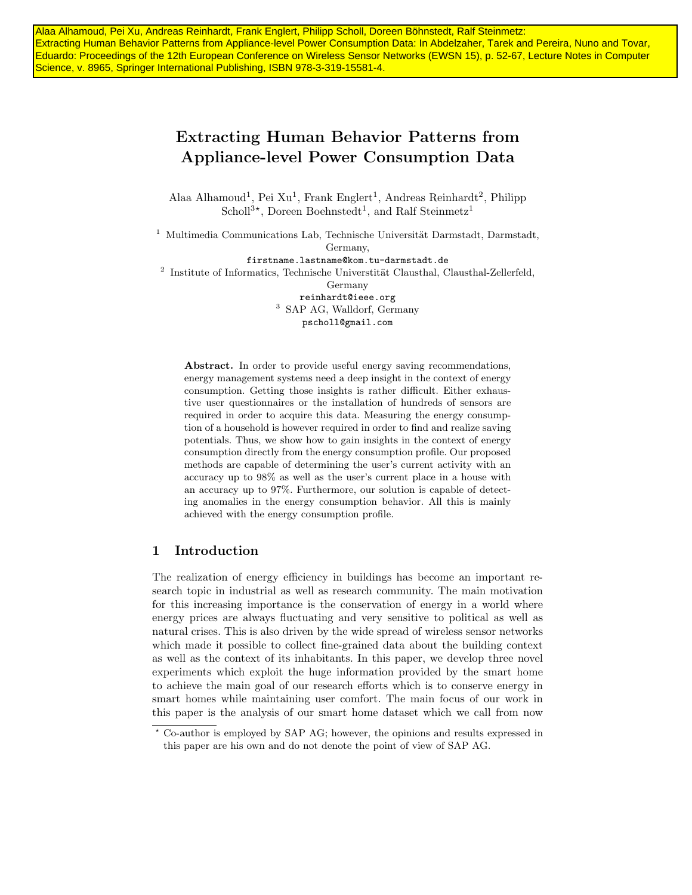Alaa Alhamoud, Pei Xu, Andreas Reinhardt, Frank Englert, Philipp Scholl, Doreen Böhnstedt, Ralf Steinmetz: Extracting Human Behavior Patterns from Appliance-level Power Consumption Data: In Abdelzaher, Tarek and Pereira, Nuno and Tovar, Eduardo: Proceedings of the 12th European Conference on Wireless Sensor Networks (EWSN 15), p. 52-67, Lecture Notes in Computer Science, v. 8965, Springer International Publishing, ISBN 978-3-319-15581-4.

# Extracting Human Behavior Patterns from Appliance-level Power Consumption Data

Alaa Alhamoud[1], Pei Xu[1], Frank Englert[1], Andreas Reinhardt[2], Philipp Scholl[3⋆], Doreen Boehnstedt[1], and Ralf Steinmetz[1]

[1] Multimedia Communications Lab, Technische Universität Darmstadt, Darmstadt, Germany,
firstname.lastname@kom.tu-darmstadt.de

[2] Institute of Informatics, Technische Universität Clausthal, Clausthal-Zellerfeld, Germany
reinhardt@ieee.org

[3] SAP AG, Walldorf, Germany
pscholl@gmail.com

**Abstract.** In order to provide useful energy saving recommendations, energy management systems need a deep insight in the context of energy consumption. Getting those insights is rather difficult. Either exhaustive user questionnaires or the installation of hundreds of sensors are required in order to acquire this data. Measuring the energy consumption of a household is however required in order to find and realize saving potentials. Thus, we show how to gain insights in the context of energy consumption directly from the energy consumption profile. Our proposed methods are capable of determining the user's current activity with an accuracy up to 98% as well as the user's current place in a house with an accuracy up to 97%. Furthermore, our solution is capable of detecting anomalies in the energy consumption behavior. All this is mainly achieved with the energy consumption profile.

## 1 Introduction

The realization of energy efficiency in buildings has become an important research topic in industrial as well as research community. The main motivation for this increasing importance is the conservation of energy in a world where energy prices are always fluctuating and very sensitive to political as well as natural crises. This is also driven by the wide spread of wireless sensor networks which made it possible to collect fine-grained data about the building context as well as the context of its inhabitants. In this paper, we develop three novel experiments which exploit the huge information provided by the smart home to achieve the main goal of our research efforts which is to conserve energy in smart homes while maintaining user comfort. The main focus of our work in this paper is the analysis of our smart home dataset which we call from now

⋆ Co-author is employed by SAP AG; however, the opinions and results expressed in this paper are his own and do not denote the point of view of SAP AG.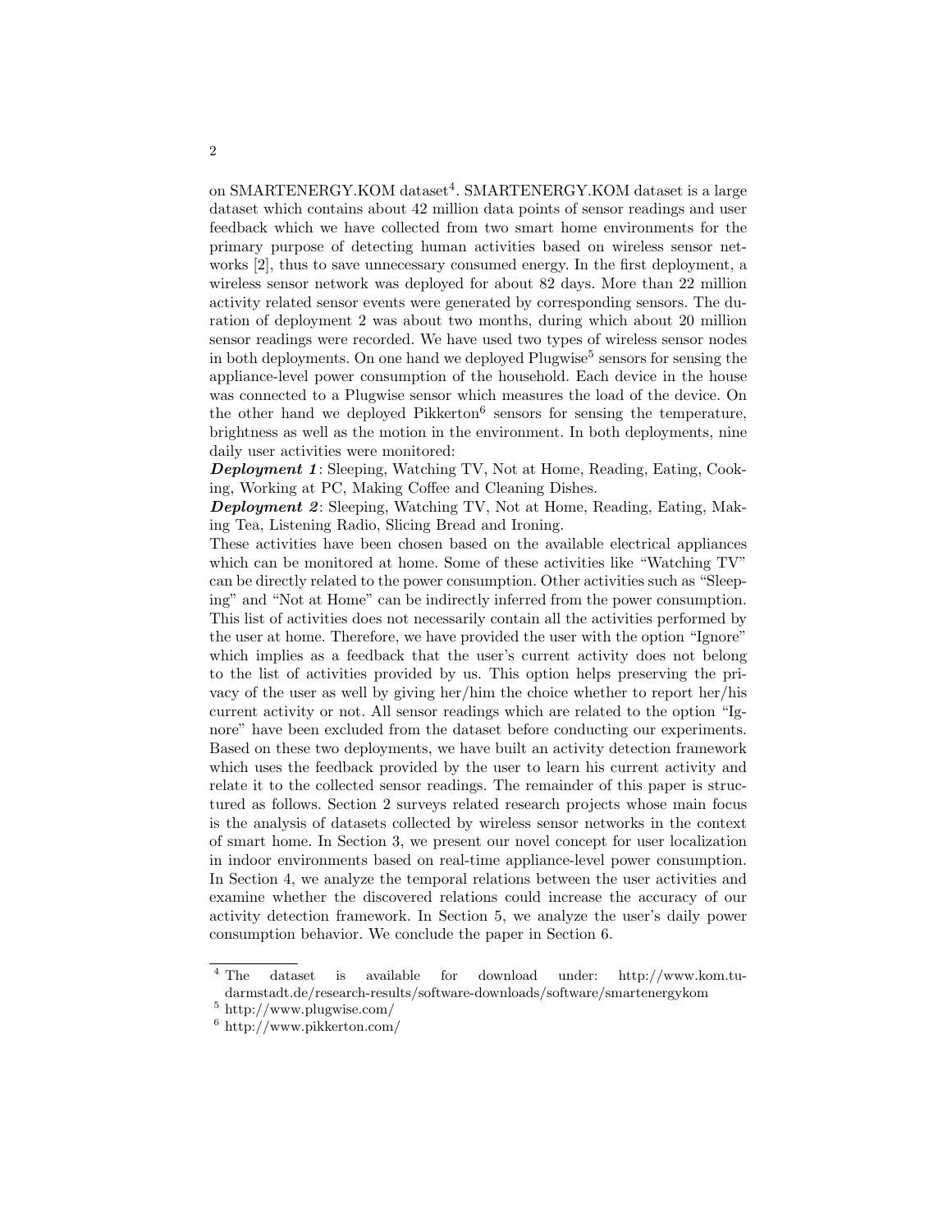on SMARTENERGY.KOM dataset[4]. SMARTENERGY.KOM dataset is a large dataset which contains about 42 million data points of sensor readings and user feedback which we have collected from two smart home environments for the primary purpose of detecting human activities based on wireless sensor networks [2], thus to save unnecessary consumed energy. In the first deployment, a wireless sensor network was deployed for about 82 days. More than 22 million activity related sensor events were generated by corresponding sensors. The duration of deployment 2 was about two months, during which about 20 million sensor readings were recorded. We have used two types of wireless sensor nodes in both deployments. On one hand we deployed Plugwise[5] sensors for sensing the appliance-level power consumption of the household. Each device in the house was connected to a Plugwise sensor which measures the load of the device. On the other hand we deployed Pikkerton[6] sensors for sensing the temperature, brightness as well as the motion in the environment. In both deployments, nine daily user activities were monitored:

***Deployment 1***: Sleeping, Watching TV, Not at Home, Reading, Eating, Cooking, Working at PC, Making Coffee and Cleaning Dishes.

***Deployment 2***: Sleeping, Watching TV, Not at Home, Reading, Eating, Making Tea, Listening Radio, Slicing Bread and Ironing.

These activities have been chosen based on the available electrical appliances which can be monitored at home. Some of these activities like "Watching TV" can be directly related to the power consumption. Other activities such as "Sleeping" and "Not at Home" can be indirectly inferred from the power consumption. This list of activities does not necessarily contain all the activities performed by the user at home. Therefore, we have provided the user with the option "Ignore" which implies as a feedback that the user's current activity does not belong to the list of activities provided by us. This option helps preserving the privacy of the user as well by giving her/him the choice whether to report her/his current activity or not. All sensor readings which are related to the option "Ignore" have been excluded from the dataset before conducting our experiments. Based on these two deployments, we have built an activity detection framework which uses the feedback provided by the user to learn his current activity and relate it to the collected sensor readings. The remainder of this paper is structured as follows. Section 2 surveys related research projects whose main focus is the analysis of datasets collected by wireless sensor networks in the context of smart home. In Section 3, we present our novel concept for user localization in indoor environments based on real-time appliance-level power consumption. In Section 4, we analyze the temporal relations between the user activities and examine whether the discovered relations could increase the accuracy of our activity detection framework. In Section 5, we analyze the user's daily power consumption behavior. We conclude the paper in Section 6.

---

[4] The dataset is available for download under: http://www.kom.tu-darmstadt.de/research-results/software-downloads/software/smartenergykom

[5] http://www.plugwise.com/

[6] http://www.pikkerton.com/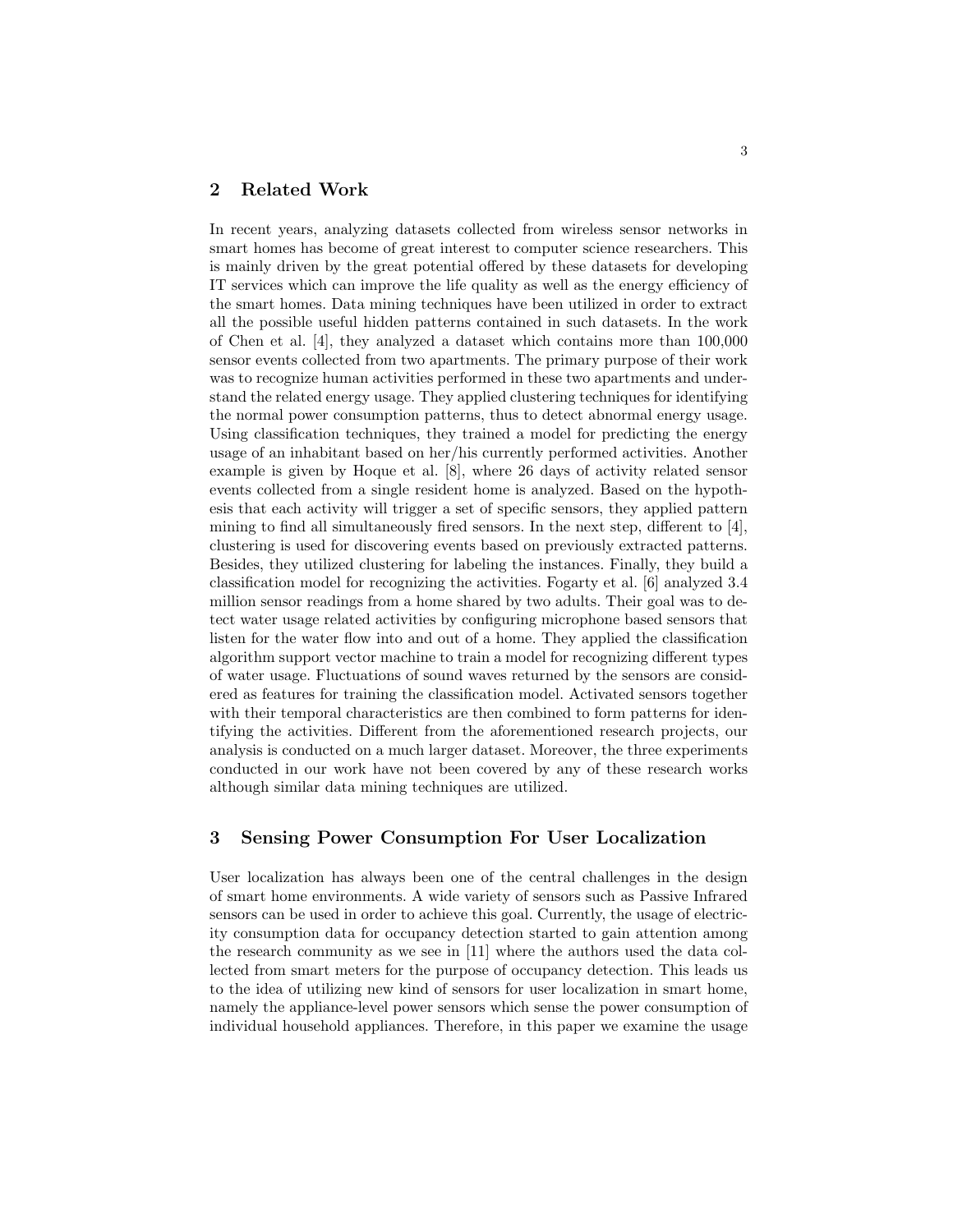## 2 Related Work

In recent years, analyzing datasets collected from wireless sensor networks in smart homes has become of great interest to computer science researchers. This is mainly driven by the great potential offered by these datasets for developing IT services which can improve the life quality as well as the energy efficiency of the smart homes. Data mining techniques have been utilized in order to extract all the possible useful hidden patterns contained in such datasets. In the work of Chen et al. [4], they analyzed a dataset which contains more than 100,000 sensor events collected from two apartments. The primary purpose of their work was to recognize human activities performed in these two apartments and understand the related energy usage. They applied clustering techniques for identifying the normal power consumption patterns, thus to detect abnormal energy usage. Using classification techniques, they trained a model for predicting the energy usage of an inhabitant based on her/his currently performed activities. Another example is given by Hoque et al. [8], where 26 days of activity related sensor events collected from a single resident home is analyzed. Based on the hypothesis that each activity will trigger a set of specific sensors, they applied pattern mining to find all simultaneously fired sensors. In the next step, different to [4], clustering is used for discovering events based on previously extracted patterns. Besides, they utilized clustering for labeling the instances. Finally, they build a classification model for recognizing the activities. Fogarty et al. [6] analyzed 3.4 million sensor readings from a home shared by two adults. Their goal was to detect water usage related activities by configuring microphone based sensors that listen for the water flow into and out of a home. They applied the classification algorithm support vector machine to train a model for recognizing different types of water usage. Fluctuations of sound waves returned by the sensors are considered as features for training the classification model. Activated sensors together with their temporal characteristics are then combined to form patterns for identifying the activities. Different from the aforementioned research projects, our analysis is conducted on a much larger dataset. Moreover, the three experiments conducted in our work have not been covered by any of these research works although similar data mining techniques are utilized.

## 3 Sensing Power Consumption For User Localization

User localization has always been one of the central challenges in the design of smart home environments. A wide variety of sensors such as Passive Infrared sensors can be used in order to achieve this goal. Currently, the usage of electricity consumption data for occupancy detection started to gain attention among the research community as we see in [11] where the authors used the data collected from smart meters for the purpose of occupancy detection. This leads us to the idea of utilizing new kind of sensors for user localization in smart home, namely the appliance-level power sensors which sense the power consumption of individual household appliances. Therefore, in this paper we examine the usage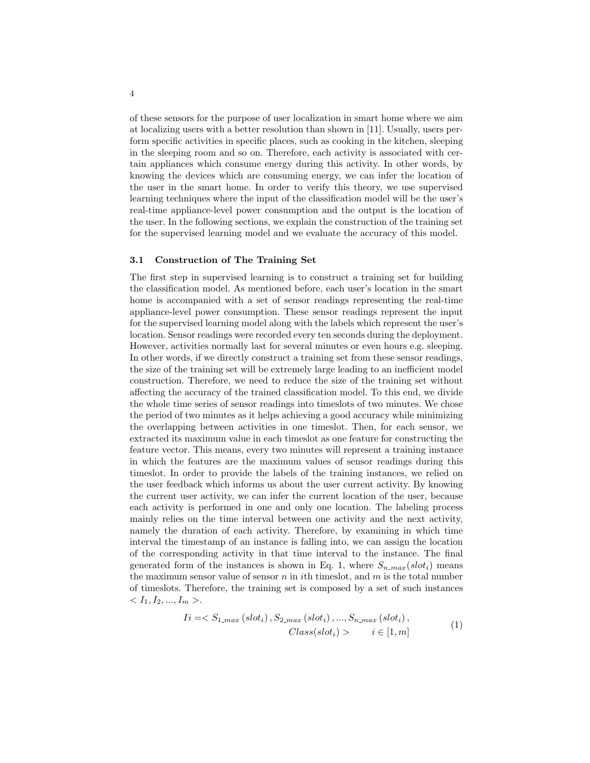of these sensors for the purpose of user localization in smart home where we aim at localizing users with a better resolution than shown in [11]. Usually, users perform specific activities in specific places, such as cooking in the kitchen, sleeping in the sleeping room and so on. Therefore, each activity is associated with certain appliances which consume energy during this activity. In other words, by knowing the devices which are consuming energy, we can infer the location of the user in the smart home. In order to verify this theory, we use supervised learning techniques where the input of the classification model will be the user's real-time appliance-level power consumption and the output is the location of the user. In the following sections, we explain the construction of the training set for the supervised learning model and we evaluate the accuracy of this model.

### 3.1 Construction of The Training Set

The first step in supervised learning is to construct a training set for building the classification model. As mentioned before, each user's location in the smart home is accompanied with a set of sensor readings representing the real-time appliance-level power consumption. These sensor readings represent the input for the supervised learning model along with the labels which represent the user's location. Sensor readings were recorded every ten seconds during the deployment. However, activities normally last for several minutes or even hours e.g. sleeping. In other words, if we directly construct a training set from these sensor readings, the size of the training set will be extremely large leading to an inefficient model construction. Therefore, we need to reduce the size of the training set without affecting the accuracy of the trained classification model. To this end, we divide the whole time series of sensor readings into timeslots of two minutes. We chose the period of two minutes as it helps achieving a good accuracy while minimizing the overlapping between activities in one timeslot. Then, for each sensor, we extracted its maximum value in each timeslot as one feature for constructing the feature vector. This means, every two minutes will represent a training instance in which the features are the maximum values of sensor readings during this timeslot. In order to provide the labels of the training instances, we relied on the user feedback which informs us about the user current activity. By knowing the current user activity, we can infer the current location of the user, because each activity is performed in one and only one location. The labeling process mainly relies on the time interval between one activity and the next activity, namely the duration of each activity. Therefore, by examining in which time interval the timestamp of an instance is falling into, we can assign the location of the corresponding activity in that time interval to the instance. The final generated form of the instances is shown in Eq. 1, where $S_{n\_max}(slot_i)$ means the maximum sensor value of sensor $n$ in $i$th timeslot, and $m$ is the total number of timeslots. Therefore, the training set is composed by a set of such instances $< I_1, I_2, ..., I_m >$.

$$Ii =< S_{1\_max}\left(slot_i\right), S_{2\_max}\left(slot_i\right), ..., S_{n\_max}\left(slot_i\right), \\ Class(slot_i) > \qquad i \in [1, m] \tag{1}$$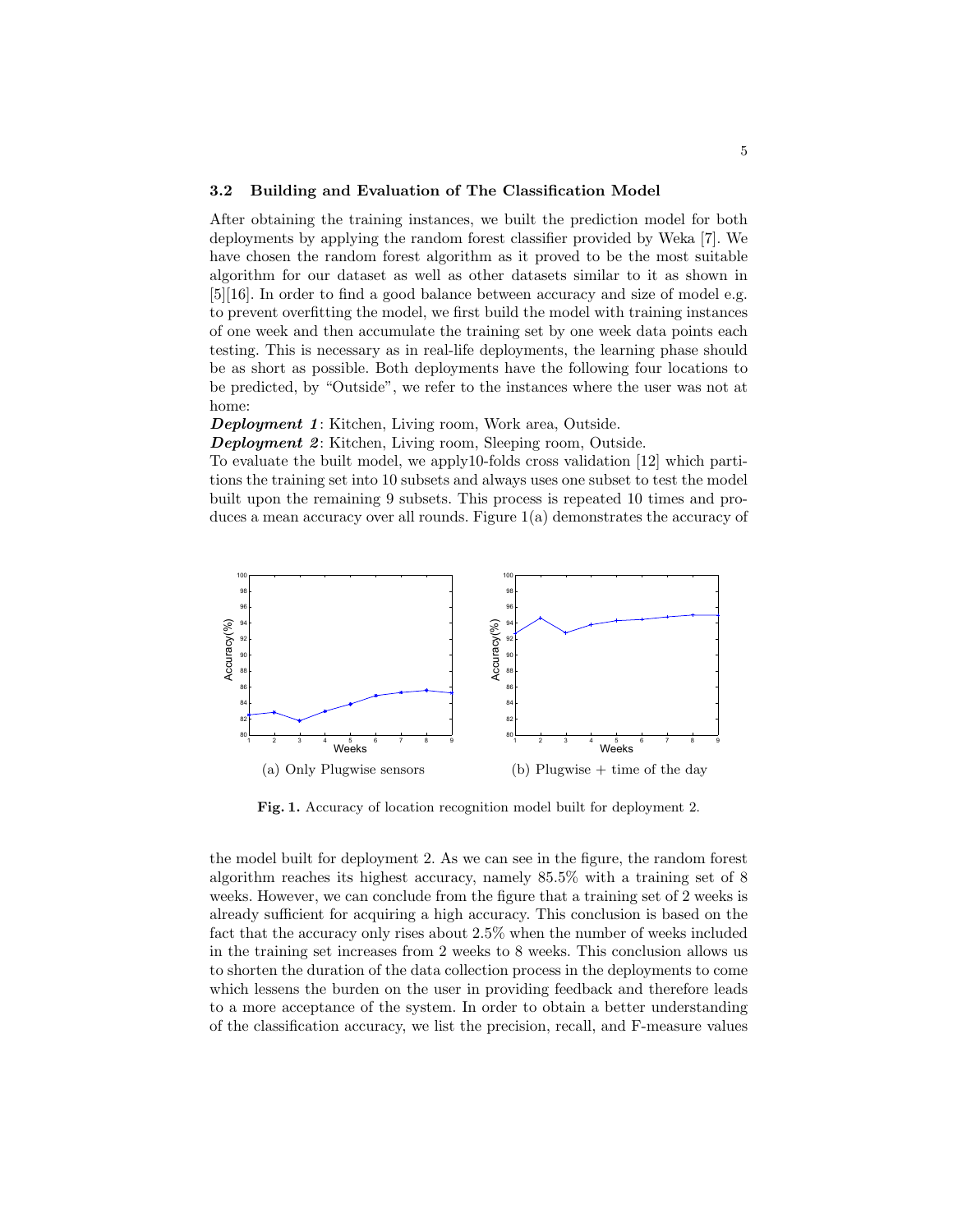### 3.2 Building and Evaluation of The Classification Model

After obtaining the training instances, we built the prediction model for both deployments by applying the random forest classifier provided by Weka [7]. We have chosen the random forest algorithm as it proved to be the most suitable algorithm for our dataset as well as other datasets similar to it as shown in [5][16]. In order to find a good balance between accuracy and size of model e.g. to prevent overfitting the model, we first build the model with training instances of one week and then accumulate the training set by one week data points each testing. This is necessary as in real-life deployments, the learning phase should be as short as possible. Both deployments have the following four locations to be predicted, by "Outside", we refer to the instances where the user was not at home:

***Deployment 1***: Kitchen, Living room, Work area, Outside.

***Deployment 2***: Kitchen, Living room, Sleeping room, Outside.

To evaluate the built model, we apply10-folds cross validation [12] which partitions the training set into 10 subsets and always uses one subset to test the model built upon the remaining 9 subsets. This process is repeated 10 times and produces a mean accuracy over all rounds. Figure 1(a) demonstrates the accuracy of

(a) Only Plugwise sensors

(b) Plugwise + time of the day

**Fig. 1.** Accuracy of location recognition model built for deployment 2.

the model built for deployment 2. As we can see in the figure, the random forest algorithm reaches its highest accuracy, namely 85.5% with a training set of 8 weeks. However, we can conclude from the figure that a training set of 2 weeks is already sufficient for acquiring a high accuracy. This conclusion is based on the fact that the accuracy only rises about 2.5% when the number of weeks included in the training set increases from 2 weeks to 8 weeks. This conclusion allows us to shorten the duration of the data collection process in the deployments to come which lessens the burden on the user in providing feedback and therefore leads to a more acceptance of the system. In order to obtain a better understanding of the classification accuracy, we list the precision, recall, and F-measure values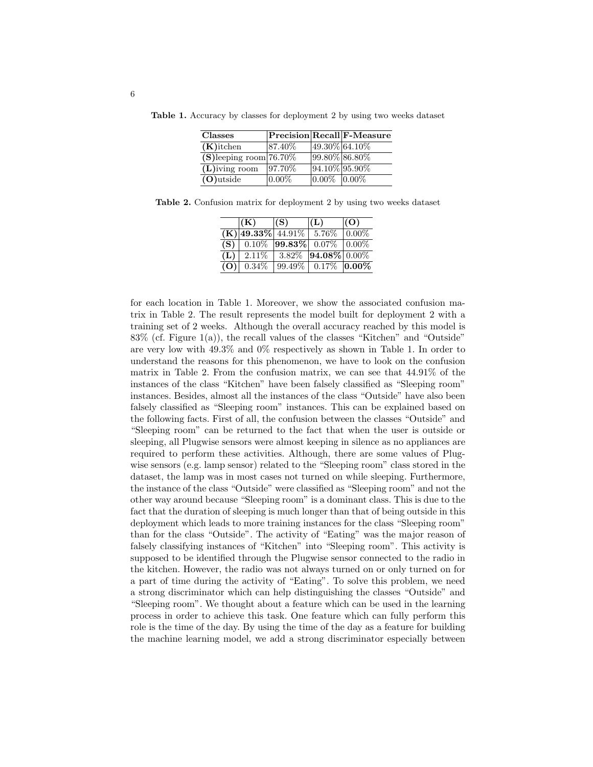**Table 1.** Accuracy by classes for deployment 2 by using two weeks dataset

| **Classes** | **Precision** | **Recall** | **F-Measure** |
|---|---|---|---|
| **(K)**itchen | 87.40% | 49.30% | 64.10% |
| **(S)**leeping room | 76.70% | 99.80% | 86.80% |
| **(L)**iving room | 97.70% | 94.10% | 95.90% |
| **(O)**utside | 0.00% | 0.00% | 0.00% |

**Table 2.** Confusion matrix for deployment 2 by using two weeks dataset

| | **(K)** | **(S)** | **(L)** | **(O)** |
|---|---|---|---|---|
| **(K)** | **49.33%** | 44.91% | 5.76% | 0.00% |
| **(S)** | 0.10% | **99.83%** | 0.07% | 0.00% |
| **(L)** | 2.11% | 3.82% | **94.08%** | 0.00% |
| **(O)** | 0.34% | 99.49% | 0.17% | **0.00%** |

for each location in Table 1. Moreover, we show the associated confusion matrix in Table 2. The result represents the model built for deployment 2 with a training set of 2 weeks. Although the overall accuracy reached by this model is 83% (cf. Figure 1(a)), the recall values of the classes "Kitchen" and "Outside" are very low with 49.3% and 0% respectively as shown in Table 1. In order to understand the reasons for this phenomenon, we have to look on the confusion matrix in Table 2. From the confusion matrix, we can see that 44.91% of the instances of the class "Kitchen" have been falsely classified as "Sleeping room" instances. Besides, almost all the instances of the class "Outside" have also been falsely classified as "Sleeping room" instances. This can be explained based on the following facts. First of all, the confusion between the classes "Outside" and "Sleeping room" can be returned to the fact that when the user is outside or sleeping, all Plugwise sensors were almost keeping in silence as no appliances are required to perform these activities. Although, there are some values of Plugwise sensors (e.g. lamp sensor) related to the "Sleeping room" class stored in the dataset, the lamp was in most cases not turned on while sleeping. Furthermore, the instance of the class "Outside" were classified as "Sleeping room" and not the other way around because "Sleeping room" is a dominant class. This is due to the fact that the duration of sleeping is much longer than that of being outside in this deployment which leads to more training instances for the class "Sleeping room" than for the class "Outside". The activity of "Eating" was the major reason of falsely classifying instances of "Kitchen" into "Sleeping room". This activity is supposed to be identified through the Plugwise sensor connected to the radio in the kitchen. However, the radio was not always turned on or only turned on for a part of time during the activity of "Eating". To solve this problem, we need a strong discriminator which can help distinguishing the classes "Outside" and "Sleeping room". We thought about a feature which can be used in the learning process in order to achieve this task. One feature which can fully perform this role is the time of the day. By using the time of the day as a feature for building the machine learning model, we add a strong discriminator especially between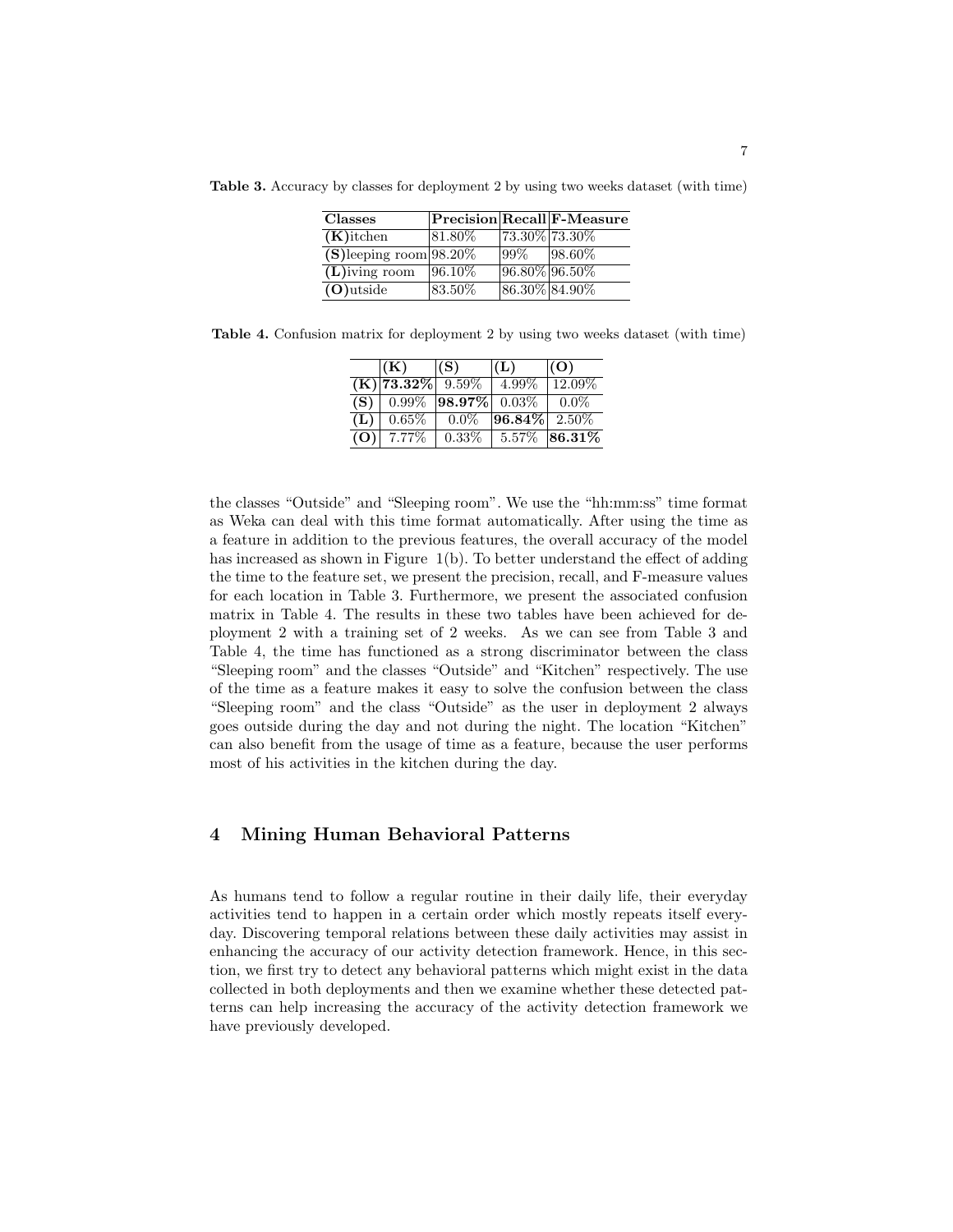**Table 3.** Accuracy by classes for deployment 2 by using two weeks dataset (with time)

| Classes | Precision | Recall | F-Measure |
| --- | --- | --- | --- |
| **(K)**itchen | 81.80% | 73.30% | 73.30% |
| **(S)**leeping room | 98.20% | 99% | 98.60% |
| **(L)**iving room | 96.10% | 96.80% | 96.50% |
| **(O)**utside | 83.50% | 86.30% | 84.90% |

**Table 4.** Confusion matrix for deployment 2 by using two weeks dataset (with time)

| | **(K)** | **(S)** | **(L)** | **(O)** |
| --- | --- | --- | --- | --- |
| **(K)** | **73.32%** | 9.59% | 4.99% | 12.09% |
| **(S)** | 0.99% | **98.97%** | 0.03% | 0.0% |
| **(L)** | 0.65% | 0.0% | **96.84%** | 2.50% |
| **(O)** | 7.77% | 0.33% | 5.57% | **86.31%** |

the classes "Outside" and "Sleeping room". We use the "hh:mm:ss" time format as Weka can deal with this time format automatically. After using the time as a feature in addition to the previous features, the overall accuracy of the model has increased as shown in Figure 1(b). To better understand the effect of adding the time to the feature set, we present the precision, recall, and F-measure values for each location in Table 3. Furthermore, we present the associated confusion matrix in Table 4. The results in these two tables have been achieved for deployment 2 with a training set of 2 weeks. As we can see from Table 3 and Table 4, the time has functioned as a strong discriminator between the class "Sleeping room" and the classes "Outside" and "Kitchen" respectively. The use of the time as a feature makes it easy to solve the confusion between the class "Sleeping room" and the class "Outside" as the user in deployment 2 always goes outside during the day and not during the night. The location "Kitchen" can also benefit from the usage of time as a feature, because the user performs most of his activities in the kitchen during the day.

## 4 Mining Human Behavioral Patterns

As humans tend to follow a regular routine in their daily life, their everyday activities tend to happen in a certain order which mostly repeats itself everyday. Discovering temporal relations between these daily activities may assist in enhancing the accuracy of our activity detection framework. Hence, in this section, we first try to detect any behavioral patterns which might exist in the data collected in both deployments and then we examine whether these detected patterns can help increasing the accuracy of the activity detection framework we have previously developed.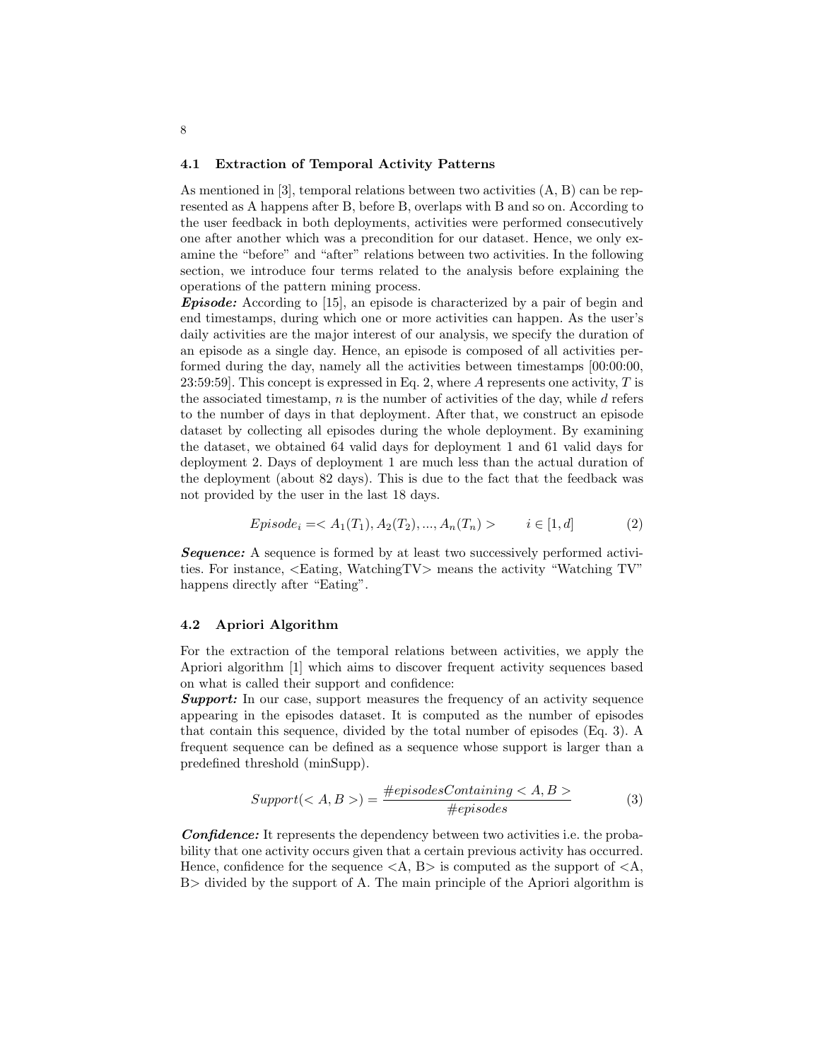### 4.1 Extraction of Temporal Activity Patterns

As mentioned in [3], temporal relations between two activities (A, B) can be represented as A happens after B, before B, overlaps with B and so on. According to the user feedback in both deployments, activities were performed consecutively one after another which was a precondition for our dataset. Hence, we only examine the "before" and "after" relations between two activities. In the following section, we introduce four terms related to the analysis before explaining the operations of the pattern mining process.

***Episode:*** According to [15], an episode is characterized by a pair of begin and end timestamps, during which one or more activities can happen. As the user's daily activities are the major interest of our analysis, we specify the duration of an episode as a single day. Hence, an episode is composed of all activities performed during the day, namely all the activities between timestamps [00:00:00, 23:59:59]. This concept is expressed in Eq. 2, where $A$ represents one activity, $T$ is the associated timestamp, $n$ is the number of activities of the day, while $d$ refers to the number of days in that deployment. After that, we construct an episode dataset by collecting all episodes during the whole deployment. By examining the dataset, we obtained 64 valid days for deployment 1 and 61 valid days for deployment 2. Days of deployment 1 are much less than the actual duration of the deployment (about 82 days). This is due to the fact that the feedback was not provided by the user in the last 18 days.

$$Episode_i = < A_1(T_1), A_2(T_2), ..., A_n(T_n) > \qquad i \in [1, d] \tag{2}$$

***Sequence:*** A sequence is formed by at least two successively performed activities. For instance, <Eating, WatchingTV> means the activity "Watching TV" happens directly after "Eating".

### 4.2 Apriori Algorithm

For the extraction of the temporal relations between activities, we apply the Apriori algorithm [1] which aims to discover frequent activity sequences based on what is called their support and confidence:

***Support:*** In our case, support measures the frequency of an activity sequence appearing in the episodes dataset. It is computed as the number of episodes that contain this sequence, divided by the total number of episodes (Eq. 3). A frequent sequence can be defined as a sequence whose support is larger than a predefined threshold (minSupp).

$$Support(< A, B >) = \frac{\#episodesContaining < A, B >}{\#episodes} \tag{3}$$

***Confidence:*** It represents the dependency between two activities i.e. the probability that one activity occurs given that a certain previous activity has occurred. Hence, confidence for the sequence <A, B> is computed as the support of <A, B> divided by the support of A. The main principle of the Apriori algorithm is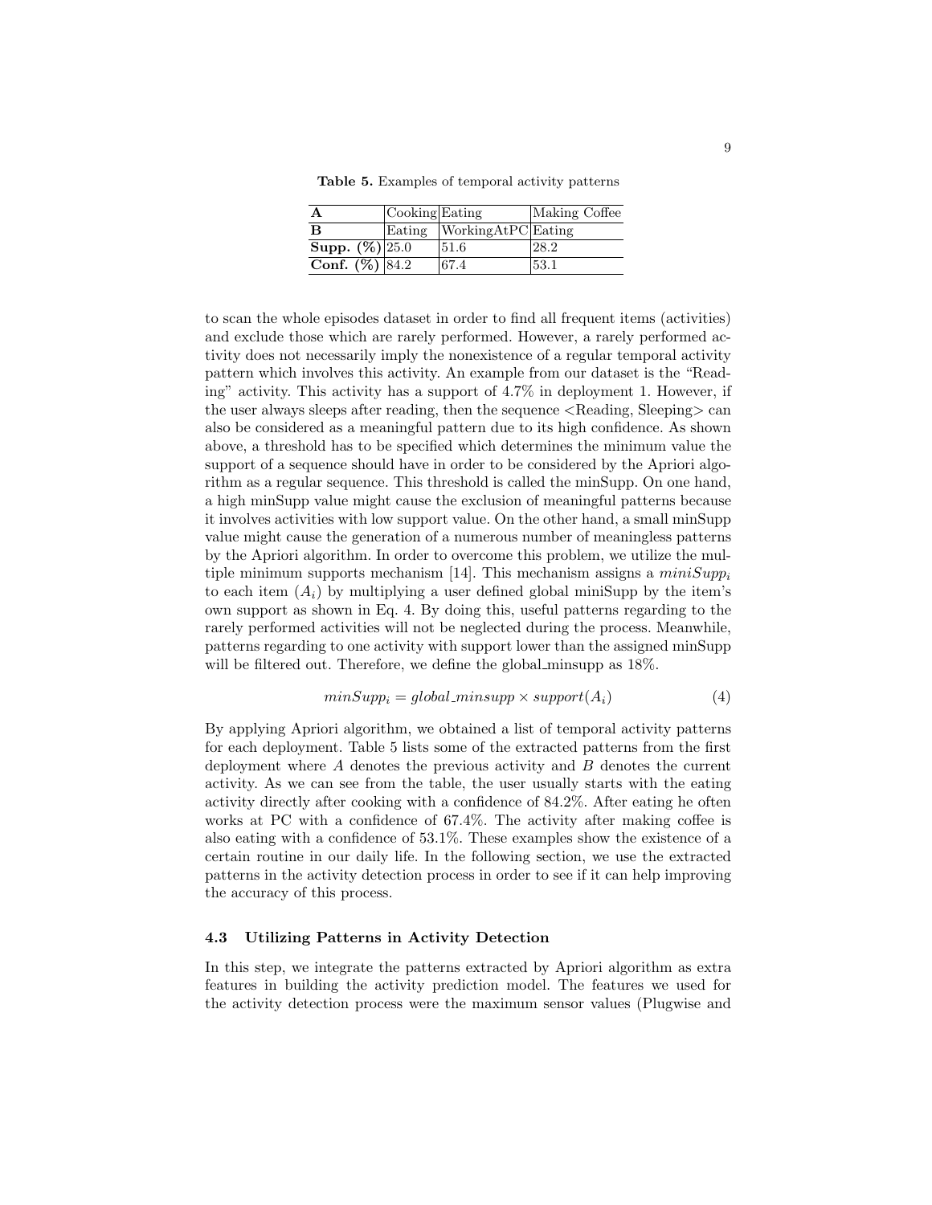**Table 5.** Examples of temporal activity patterns

| **A** | Cooking | Eating | Making Coffee |
|---|---|---|---|
| **B** | Eating | WorkingAtPC | Eating |
| **Supp. (%)** | 25.0 | 51.6 | 28.2 |
| **Conf. (%)** | 84.2 | 67.4 | 53.1 |

to scan the whole episodes dataset in order to find all frequent items (activities) and exclude those which are rarely performed. However, a rarely performed activity does not necessarily imply the nonexistence of a regular temporal activity pattern which involves this activity. An example from our dataset is the "Reading" activity. This activity has a support of 4.7% in deployment 1. However, if the user always sleeps after reading, then the sequence <Reading, Sleeping> can also be considered as a meaningful pattern due to its high confidence. As shown above, a threshold has to be specified which determines the minimum value the support of a sequence should have in order to be considered by the Apriori algorithm as a regular sequence. This threshold is called the minSupp. On one hand, a high minSupp value might cause the exclusion of meaningful patterns because it involves activities with low support value. On the other hand, a small minSupp value might cause the generation of a numerous number of meaningless patterns by the Apriori algorithm. In order to overcome this problem, we utilize the multiple minimum supports mechanism [14]. This mechanism assigns a $miniSupp_i$ to each item ($A_i$) by multiplying a user defined global miniSupp by the item's own support as shown in Eq. 4. By doing this, useful patterns regarding to the rarely performed activities will not be neglected during the process. Meanwhile, patterns regarding to one activity with support lower than the assigned minSupp will be filtered out. Therefore, we define the global_minsupp as 18%.

$$minSupp_i = global\_minsupp \times support(A_i) \tag{4}$$

By applying Apriori algorithm, we obtained a list of temporal activity patterns for each deployment. Table 5 lists some of the extracted patterns from the first deployment where $A$ denotes the previous activity and $B$ denotes the current activity. As we can see from the table, the user usually starts with the eating activity directly after cooking with a confidence of 84.2%. After eating he often works at PC with a confidence of 67.4%. The activity after making coffee is also eating with a confidence of 53.1%. These examples show the existence of a certain routine in our daily life. In the following section, we use the extracted patterns in the activity detection process in order to see if it can help improving the accuracy of this process.

### 4.3 Utilizing Patterns in Activity Detection

In this step, we integrate the patterns extracted by Apriori algorithm as extra features in building the activity prediction model. The features we used for the activity detection process were the maximum sensor values (Plugwise and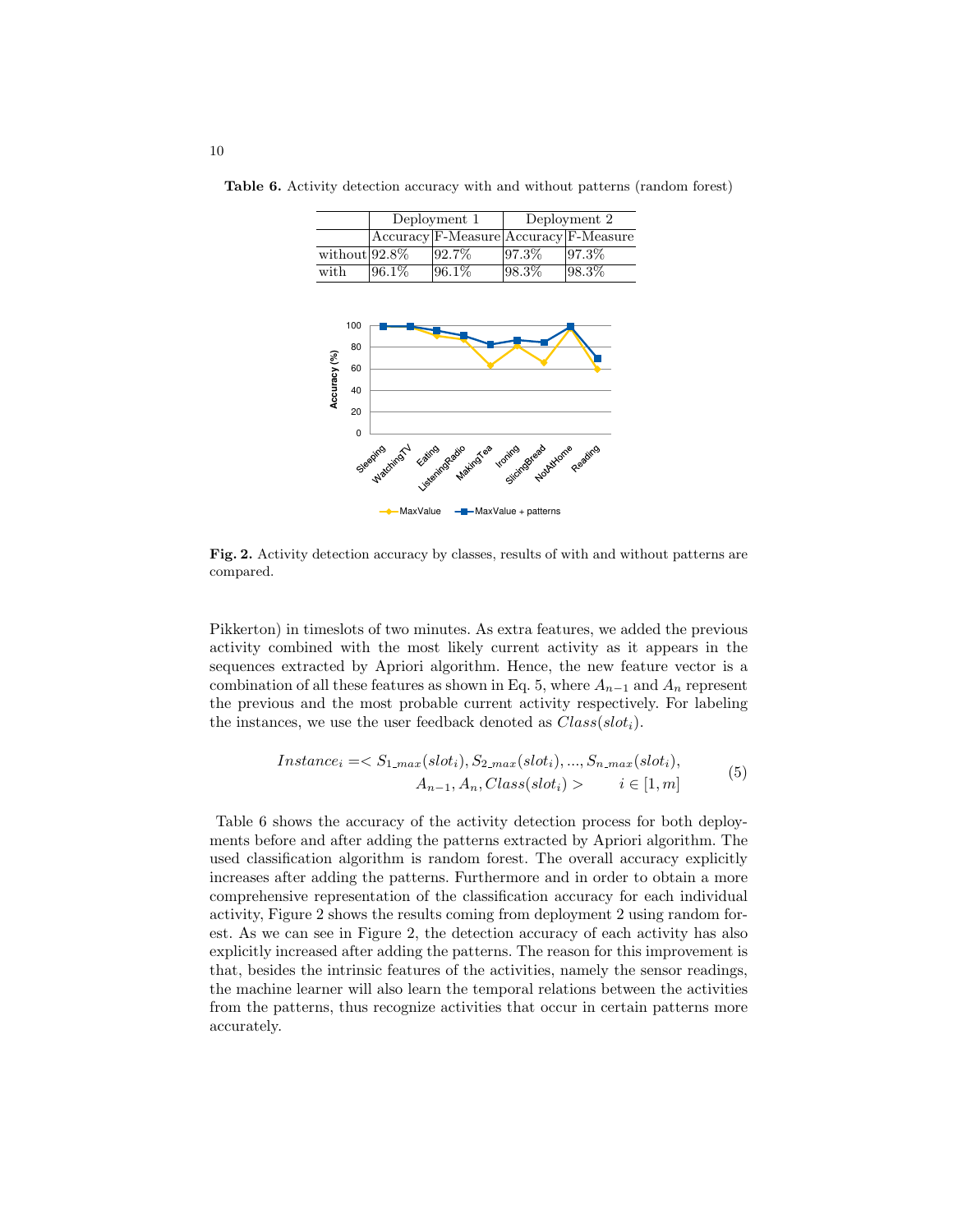**Table 6.** Activity detection accuracy with and without patterns (random forest)

| | Deployment 1 | | Deployment 2 | |
|---|---|---|---|---|
| | Accuracy | F-Measure | Accuracy | F-Measure |
| without | 92.8% | 92.7% | 97.3% | 97.3% |
| with | 96.1% | 96.1% | 98.3% | 98.3% |

**Fig. 2.** Activity detection accuracy by classes, results of with and without patterns are compared.

Pikkerton) in timeslots of two minutes. As extra features, we added the previous activity combined with the most likely current activity as it appears in the sequences extracted by Apriori algorithm. Hence, the new feature vector is a combination of all these features as shown in Eq. 5, where $A_{n-1}$ and $A_n$ represent the previous and the most probable current activity respectively. For labeling the instances, we use the user feedback denoted as $Class(slot_i)$.

$$Instance_i = < S_{1\_max}(slot_i), S_{2\_max}(slot_i), ..., S_{n\_max}(slot_i), \\ A_{n-1}, A_n, Class(slot_i) > \qquad i \in [1, m] \tag{5}$$

Table 6 shows the accuracy of the activity detection process for both deployments before and after adding the patterns extracted by Apriori algorithm. The used classification algorithm is random forest. The overall accuracy explicitly increases after adding the patterns. Furthermore and in order to obtain a more comprehensive representation of the classification accuracy for each individual activity, Figure 2 shows the results coming from deployment 2 using random forest. As we can see in Figure 2, the detection accuracy of each activity has also explicitly increased after adding the patterns. The reason for this improvement is that, besides the intrinsic features of the activities, namely the sensor readings, the machine learner will also learn the temporal relations between the activities from the patterns, thus recognize activities that occur in certain patterns more accurately.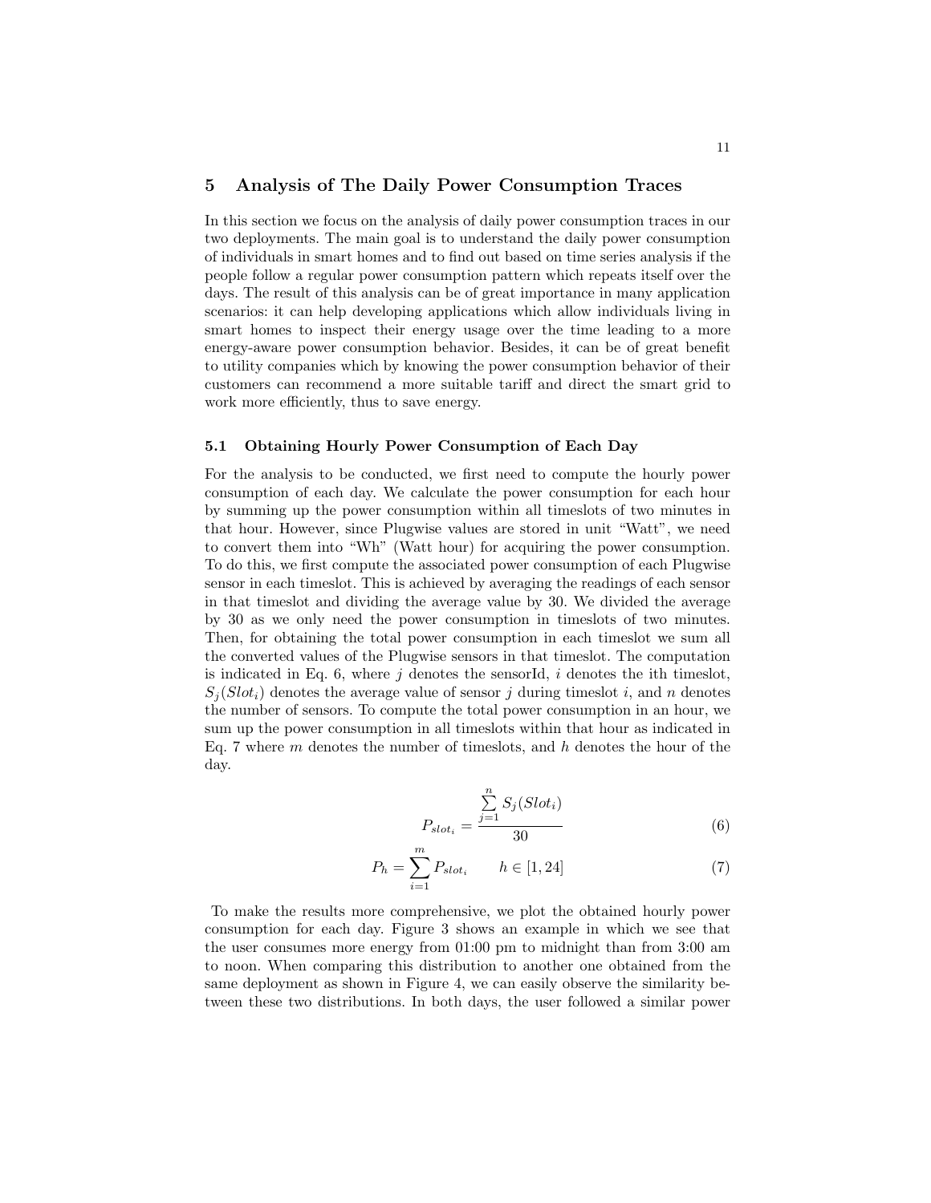## 5 Analysis of The Daily Power Consumption Traces

In this section we focus on the analysis of daily power consumption traces in our two deployments. The main goal is to understand the daily power consumption of individuals in smart homes and to find out based on time series analysis if the people follow a regular power consumption pattern which repeats itself over the days. The result of this analysis can be of great importance in many application scenarios: it can help developing applications which allow individuals living in smart homes to inspect their energy usage over the time leading to a more energy-aware power consumption behavior. Besides, it can be of great benefit to utility companies which by knowing the power consumption behavior of their customers can recommend a more suitable tariff and direct the smart grid to work more efficiently, thus to save energy.

### 5.1 Obtaining Hourly Power Consumption of Each Day

For the analysis to be conducted, we first need to compute the hourly power consumption of each day. We calculate the power consumption for each hour by summing up the power consumption within all timeslots of two minutes in that hour. However, since Plugwise values are stored in unit "Watt", we need to convert them into "Wh" (Watt hour) for acquiring the power consumption. To do this, we first compute the associated power consumption of each Plugwise sensor in each timeslot. This is achieved by averaging the readings of each sensor in that timeslot and dividing the average value by 30. We divided the average by 30 as we only need the power consumption in timeslots of two minutes. Then, for obtaining the total power consumption in each timeslot we sum all the converted values of the Plugwise sensors in that timeslot. The computation is indicated in Eq. 6, where $j$ denotes the sensorId, $i$ denotes the ith timeslot, $S_j(Slot_i)$ denotes the average value of sensor $j$ during timeslot $i$, and $n$ denotes the number of sensors. To compute the total power consumption in an hour, we sum up the power consumption in all timeslots within that hour as indicated in Eq. 7 where $m$ denotes the number of timeslots, and $h$ denotes the hour of the day.

$$P_{slot_i} = \frac{\sum_{j=1}^{n} S_j(Slot_i)}{30} \tag{6}$$

$$P_h = \sum_{i=1}^{m} P_{slot_i} \qquad h \in [1, 24] \tag{7}$$

To make the results more comprehensive, we plot the obtained hourly power consumption for each day. Figure 3 shows an example in which we see that the user consumes more energy from 01:00 pm to midnight than from 3:00 am to noon. When comparing this distribution to another one obtained from the same deployment as shown in Figure 4, we can easily observe the similarity between these two distributions. In both days, the user followed a similar power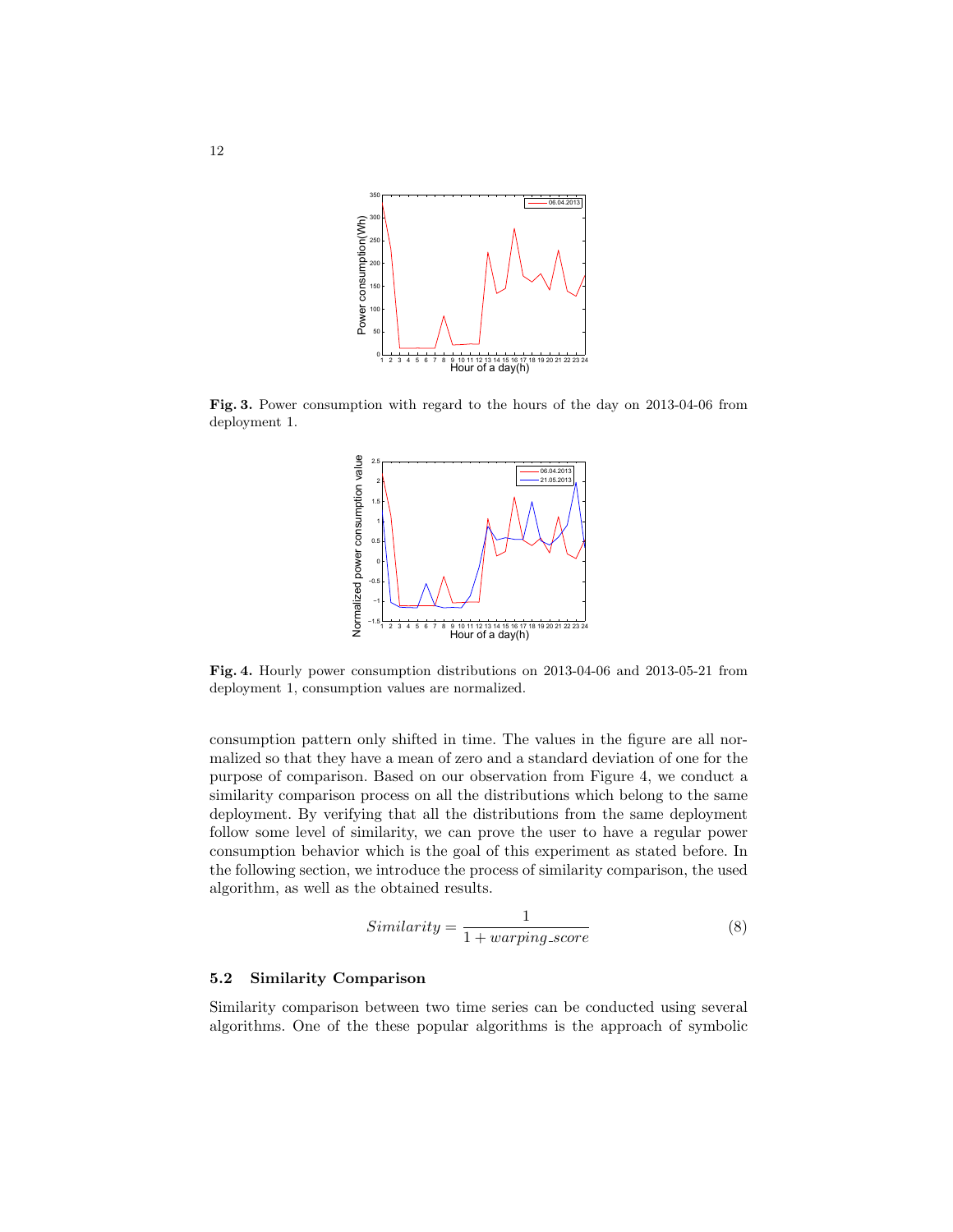**Fig. 3.** Power consumption with regard to the hours of the day on 2013-04-06 from deployment 1.

**Fig. 4.** Hourly power consumption distributions on 2013-04-06 and 2013-05-21 from deployment 1, consumption values are normalized.

consumption pattern only shifted in time. The values in the figure are all normalized so that they have a mean of zero and a standard deviation of one for the purpose of comparison. Based on our observation from Figure 4, we conduct a similarity comparison process on all the distributions which belong to the same deployment. By verifying that all the distributions from the same deployment follow some level of similarity, we can prove the user to have a regular power consumption behavior which is the goal of this experiment as stated before. In the following section, we introduce the process of similarity comparison, the used algorithm, as well as the obtained results.

$$Similarity = \frac{1}{1 + warping\_score} \tag{8}$$

### 5.2 Similarity Comparison

Similarity comparison between two time series can be conducted using several algorithms. One of the these popular algorithms is the approach of symbolic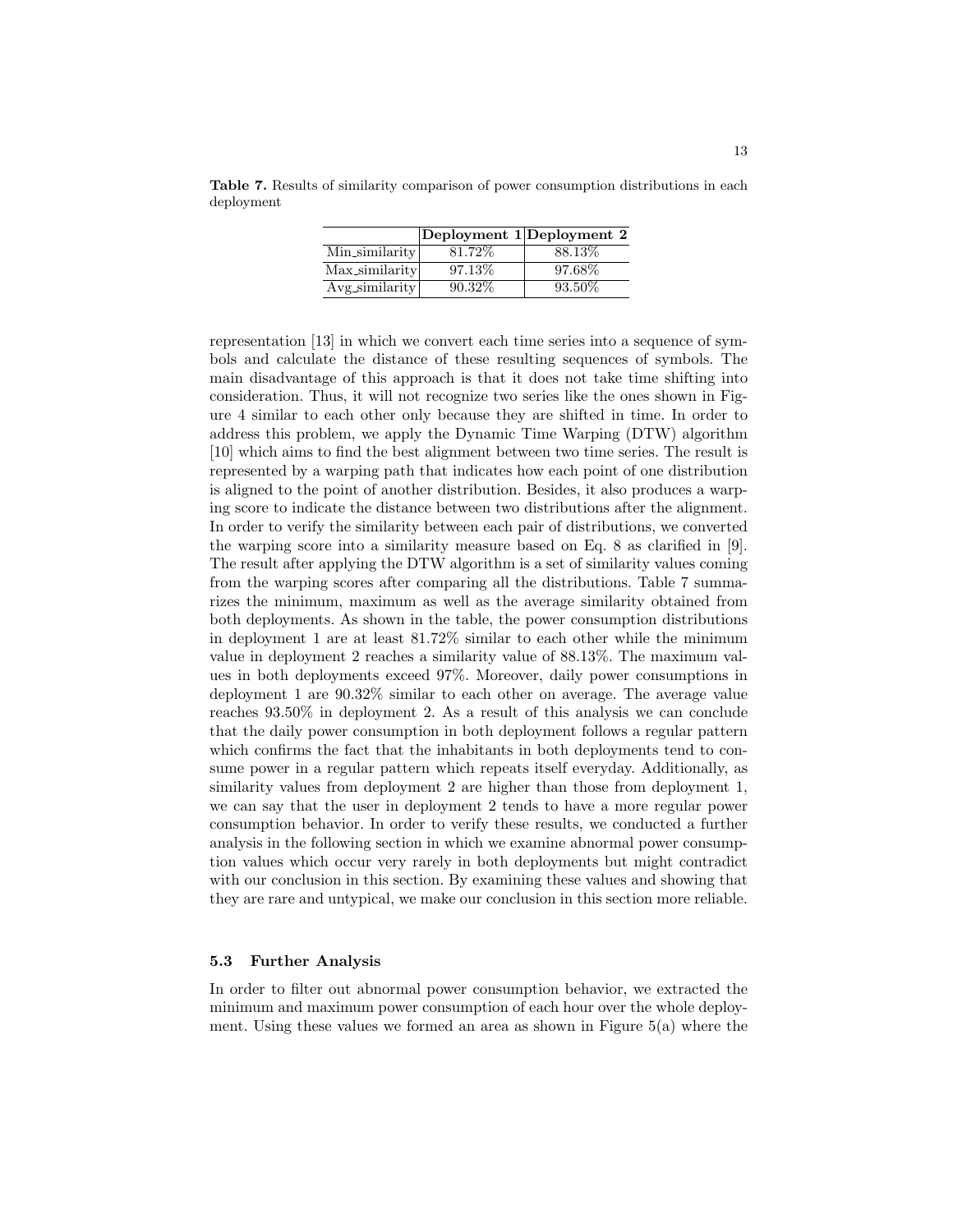**Table 7.** Results of similarity comparison of power consumption distributions in each deployment

| | **Deployment 1** | **Deployment 2** |
|---|---|---|
| Min_similarity | 81.72% | 88.13% |
| Max_similarity | 97.13% | 97.68% |
| Avg_similarity | 90.32% | 93.50% |

representation [13] in which we convert each time series into a sequence of symbols and calculate the distance of these resulting sequences of symbols. The main disadvantage of this approach is that it does not take time shifting into consideration. Thus, it will not recognize two series like the ones shown in Figure 4 similar to each other only because they are shifted in time. In order to address this problem, we apply the Dynamic Time Warping (DTW) algorithm [10] which aims to find the best alignment between two time series. The result is represented by a warping path that indicates how each point of one distribution is aligned to the point of another distribution. Besides, it also produces a warping score to indicate the distance between two distributions after the alignment. In order to verify the similarity between each pair of distributions, we converted the warping score into a similarity measure based on Eq. 8 as clarified in [9]. The result after applying the DTW algorithm is a set of similarity values coming from the warping scores after comparing all the distributions. Table 7 summarizes the minimum, maximum as well as the average similarity obtained from both deployments. As shown in the table, the power consumption distributions in deployment 1 are at least 81.72% similar to each other while the minimum value in deployment 2 reaches a similarity value of 88.13%. The maximum values in both deployments exceed 97%. Moreover, daily power consumptions in deployment 1 are 90.32% similar to each other on average. The average value reaches 93.50% in deployment 2. As a result of this analysis we can conclude that the daily power consumption in both deployment follows a regular pattern which confirms the fact that the inhabitants in both deployments tend to consume power in a regular pattern which repeats itself everyday. Additionally, as similarity values from deployment 2 are higher than those from deployment 1, we can say that the user in deployment 2 tends to have a more regular power consumption behavior. In order to verify these results, we conducted a further analysis in the following section in which we examine abnormal power consumption values which occur very rarely in both deployments but might contradict with our conclusion in this section. By examining these values and showing that they are rare and untypical, we make our conclusion in this section more reliable.

### 5.3 Further Analysis

In order to filter out abnormal power consumption behavior, we extracted the minimum and maximum power consumption of each hour over the whole deployment. Using these values we formed an area as shown in Figure 5(a) where the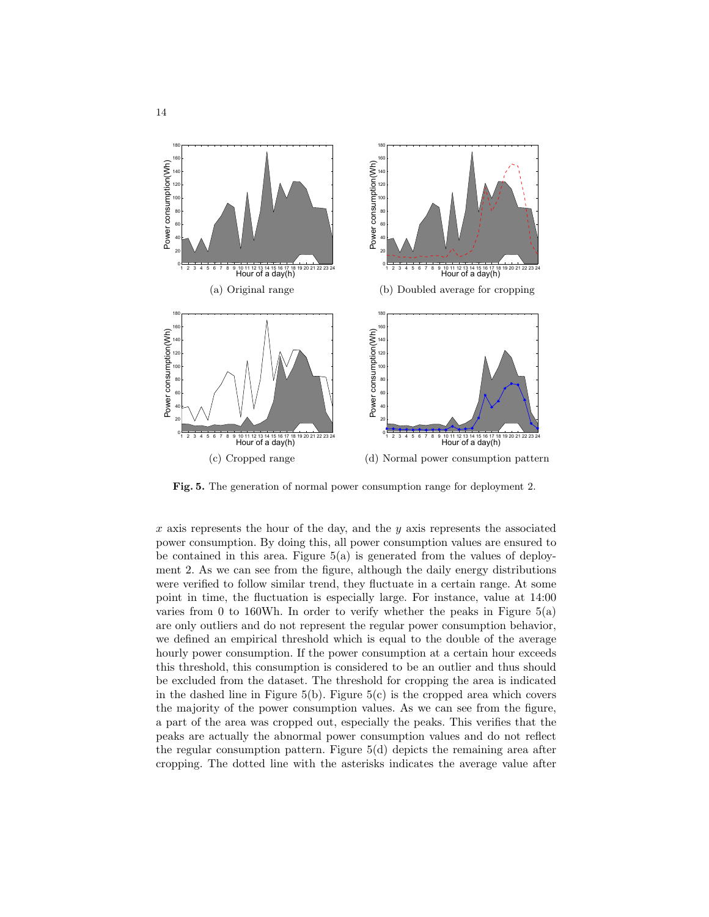(a) Original range

(b) Doubled average for cropping

(c) Cropped range

(d) Normal power consumption pattern

**Fig. 5.** The generation of normal power consumption range for deployment 2.

$x$ axis represents the hour of the day, and the $y$ axis represents the associated power consumption. By doing this, all power consumption values are ensured to be contained in this area. Figure 5(a) is generated from the values of deployment 2. As we can see from the figure, although the daily energy distributions were verified to follow similar trend, they fluctuate in a certain range. At some point in time, the fluctuation is especially large. For instance, value at 14:00 varies from 0 to 160Wh. In order to verify whether the peaks in Figure 5(a) are only outliers and do not represent the regular power consumption behavior, we defined an empirical threshold which is equal to the double of the average hourly power consumption. If the power consumption at a certain hour exceeds this threshold, this consumption is considered to be an outlier and thus should be excluded from the dataset. The threshold for cropping the area is indicated in the dashed line in Figure 5(b). Figure 5(c) is the cropped area which covers the majority of the power consumption values. As we can see from the figure, a part of the area was cropped out, especially the peaks. This verifies that the peaks are actually the abnormal power consumption values and do not reflect the regular consumption pattern. Figure 5(d) depicts the remaining area after cropping. The dotted line with the asterisks indicates the average value after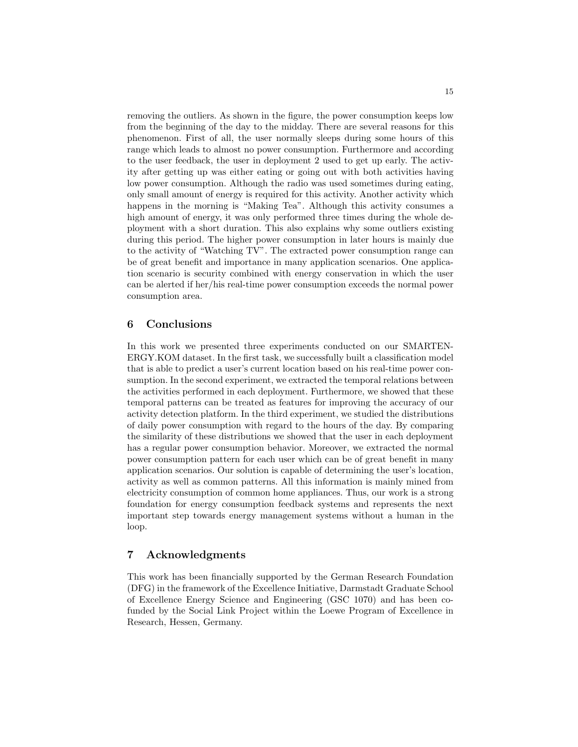removing the outliers. As shown in the figure, the power consumption keeps low from the beginning of the day to the midday. There are several reasons for this phenomenon. First of all, the user normally sleeps during some hours of this range which leads to almost no power consumption. Furthermore and according to the user feedback, the user in deployment 2 used to get up early. The activity after getting up was either eating or going out with both activities having low power consumption. Although the radio was used sometimes during eating, only small amount of energy is required for this activity. Another activity which happens in the morning is "Making Tea". Although this activity consumes a high amount of energy, it was only performed three times during the whole deployment with a short duration. This also explains why some outliers existing during this period. The higher power consumption in later hours is mainly due to the activity of "Watching TV". The extracted power consumption range can be of great benefit and importance in many application scenarios. One application scenario is security combined with energy conservation in which the user can be alerted if her/his real-time power consumption exceeds the normal power consumption area.

## 6 Conclusions

In this work we presented three experiments conducted on our SMARTENERGY.KOM dataset. In the first task, we successfully built a classification model that is able to predict a user's current location based on his real-time power consumption. In the second experiment, we extracted the temporal relations between the activities performed in each deployment. Furthermore, we showed that these temporal patterns can be treated as features for improving the accuracy of our activity detection platform. In the third experiment, we studied the distributions of daily power consumption with regard to the hours of the day. By comparing the similarity of these distributions we showed that the user in each deployment has a regular power consumption behavior. Moreover, we extracted the normal power consumption pattern for each user which can be of great benefit in many application scenarios. Our solution is capable of determining the user's location, activity as well as common patterns. All this information is mainly mined from electricity consumption of common home appliances. Thus, our work is a strong foundation for energy consumption feedback systems and represents the next important step towards energy management systems without a human in the loop.

## 7 Acknowledgments

This work has been financially supported by the German Research Foundation (DFG) in the framework of the Excellence Initiative, Darmstadt Graduate School of Excellence Energy Science and Engineering (GSC 1070) and has been cofunded by the Social Link Project within the Loewe Program of Excellence in Research, Hessen, Germany.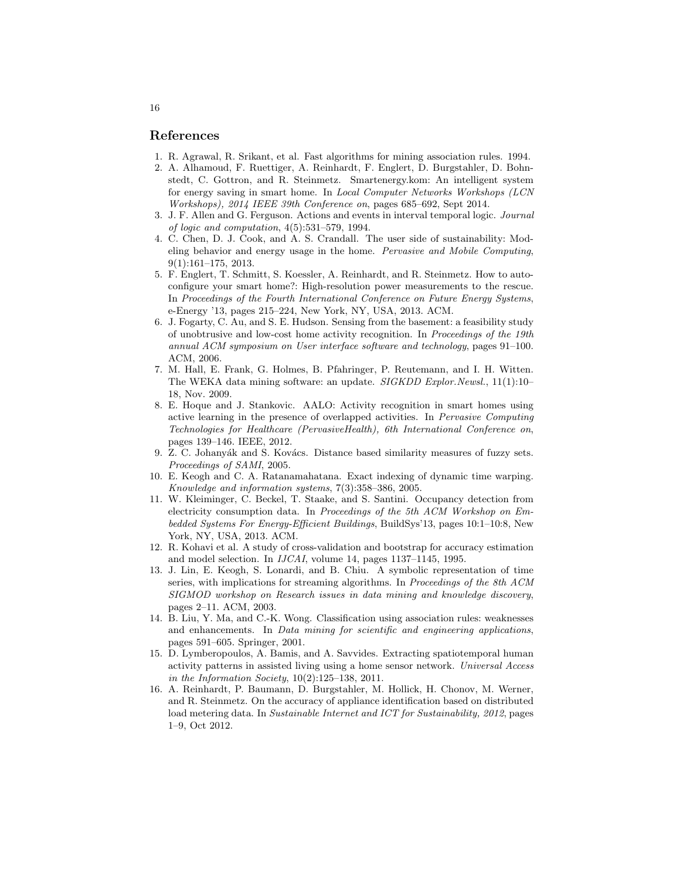## References

1. R. Agrawal, R. Srikant, et al. Fast algorithms for mining association rules. 1994.
2. A. Alhamoud, F. Ruettiger, A. Reinhardt, F. Englert, D. Burgstahler, D. Bohnstedt, C. Gottron, and R. Steinmetz. Smartenergy.kom: An intelligent system for energy saving in smart home. In *Local Computer Networks Workshops (LCN Workshops), 2014 IEEE 39th Conference on*, pages 685–692, Sept 2014.
3. J. F. Allen and G. Ferguson. Actions and events in interval temporal logic. *Journal of logic and computation*, 4(5):531–579, 1994.
4. C. Chen, D. J. Cook, and A. S. Crandall. The user side of sustainability: Modeling behavior and energy usage in the home. *Pervasive and Mobile Computing*, 9(1):161–175, 2013.
5. F. Englert, T. Schmitt, S. Koessler, A. Reinhardt, and R. Steinmetz. How to auto-configure your smart home?: High-resolution power measurements to the rescue. In *Proceedings of the Fourth International Conference on Future Energy Systems*, e-Energy '13, pages 215–224, New York, NY, USA, 2013. ACM.
6. J. Fogarty, C. Au, and S. E. Hudson. Sensing from the basement: a feasibility study of unobtrusive and low-cost home activity recognition. In *Proceedings of the 19th annual ACM symposium on User interface software and technology*, pages 91–100. ACM, 2006.
7. M. Hall, E. Frank, G. Holmes, B. Pfahringer, P. Reutemann, and I. H. Witten. The WEKA data mining software: an update. *SIGKDD Explor.Newsl.*, 11(1):10–18, Nov. 2009.
8. E. Hoque and J. Stankovic. AALO: Activity recognition in smart homes using active learning in the presence of overlapped activities. In *Pervasive Computing Technologies for Healthcare (PervasiveHealth), 6th International Conference on*, pages 139–146. IEEE, 2012.
9. Z. C. Johanyák and S. Kovács. Distance based similarity measures of fuzzy sets. *Proceedings of SAMI*, 2005.
10. E. Keogh and C. A. Ratanamahatana. Exact indexing of dynamic time warping. *Knowledge and information systems*, 7(3):358–386, 2005.
11. W. Kleiminger, C. Beckel, T. Staake, and S. Santini. Occupancy detection from electricity consumption data. In *Proceedings of the 5th ACM Workshop on Embedded Systems For Energy-Efficient Buildings*, BuildSys'13, pages 10:1–10:8, New York, NY, USA, 2013. ACM.
12. R. Kohavi et al. A study of cross-validation and bootstrap for accuracy estimation and model selection. In *IJCAI*, volume 14, pages 1137–1145, 1995.
13. J. Lin, E. Keogh, S. Lonardi, and B. Chiu. A symbolic representation of time series, with implications for streaming algorithms. In *Proceedings of the 8th ACM SIGMOD workshop on Research issues in data mining and knowledge discovery*, pages 2–11. ACM, 2003.
14. B. Liu, Y. Ma, and C.-K. Wong. Classification using association rules: weaknesses and enhancements. In *Data mining for scientific and engineering applications*, pages 591–605. Springer, 2001.
15. D. Lymberopoulos, A. Bamis, and A. Savvides. Extracting spatiotemporal human activity patterns in assisted living using a home sensor network. *Universal Access in the Information Society*, 10(2):125–138, 2011.
16. A. Reinhardt, P. Baumann, D. Burgstahler, M. Hollick, H. Chonov, M. Werner, and R. Steinmetz. On the accuracy of appliance identification based on distributed load metering data. In *Sustainable Internet and ICT for Sustainability, 2012*, pages 1–9, Oct 2012.